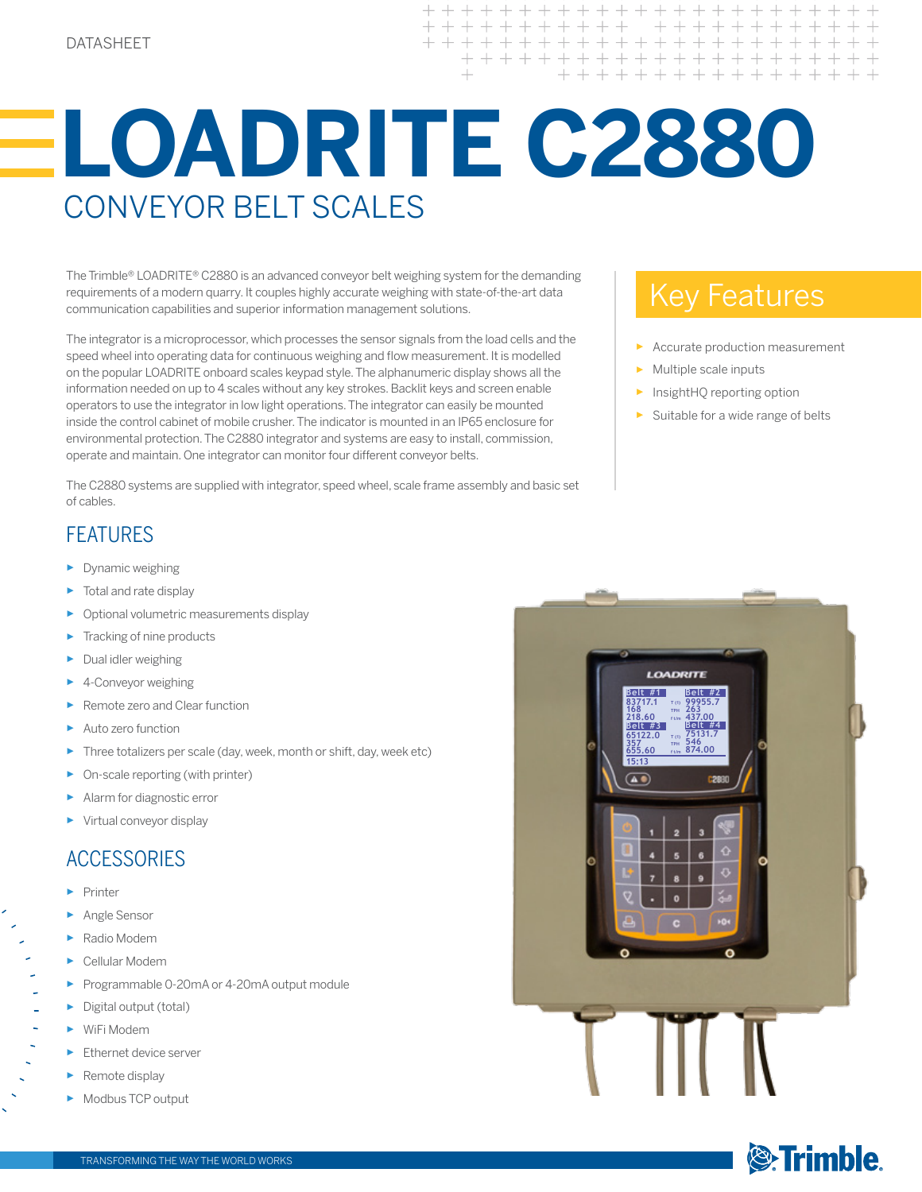DATASHEET

# LOADRITE C2880

## CONVEYOR BELT SCALES

The Trimble® LOADRITE® C2880 is an advanced conveyor belt weighing system for the demanding requirements of a modern quarry. It couples highly accurate weighing with state-of-the-art data communication capabilities and superior information management solutions.

The integrator is a microprocessor, which processes the sensor signals from the load cells and the speed wheel into operating data for continuous weighing and flow measurement. It is modelled on the popular LOADRITE onboard scales keypad style. The alphanumeric display shows all the information needed on up to 4 scales without any key strokes. Backlit keys and screen enable operators to use the integrator in low light operations. The integrator can easily be mounted inside the control cabinet of mobile crusher. The indicator is mounted in an IP65 enclosure for environmental protection. The C2880 integrator and systems are easy to install, commission, operate and maintain. One integrator can monitor four different conveyor belts.

The C2880 systems are supplied with integrator, speed wheel, scale frame assembly and basic set of cables.

## Key Features

- Accurate production measurement
- Multiple scale inputs
- InsightHQ reporting option
- Suitable for a wide range of belts

## FEATURES

- Dynamic weighing
- Total and rate display
- Optional volumetric measurements display
- Tracking of nine products
- Dual idler weighing
- 4-Conveyor weighing
- Remote zero and Clear function
- Auto zero function
- Three totalizers per scale (day, week, month or shift, day, week etc)
- On-scale reporting (with printer)
- Alarm for diagnostic error
- Virtual conveyor display

## ACCESSORIES

- Printer
- Angle Sensor
- Radio Modem
- Cellular Modem
- Programmable 0-20mA or 4-20mA output module
- Digital output (total)
- WiFi Modem
- Ethernet device server
- Remote display
- Modbus TCP output

TRANSFORMING THE WAY THE WORLD WORKS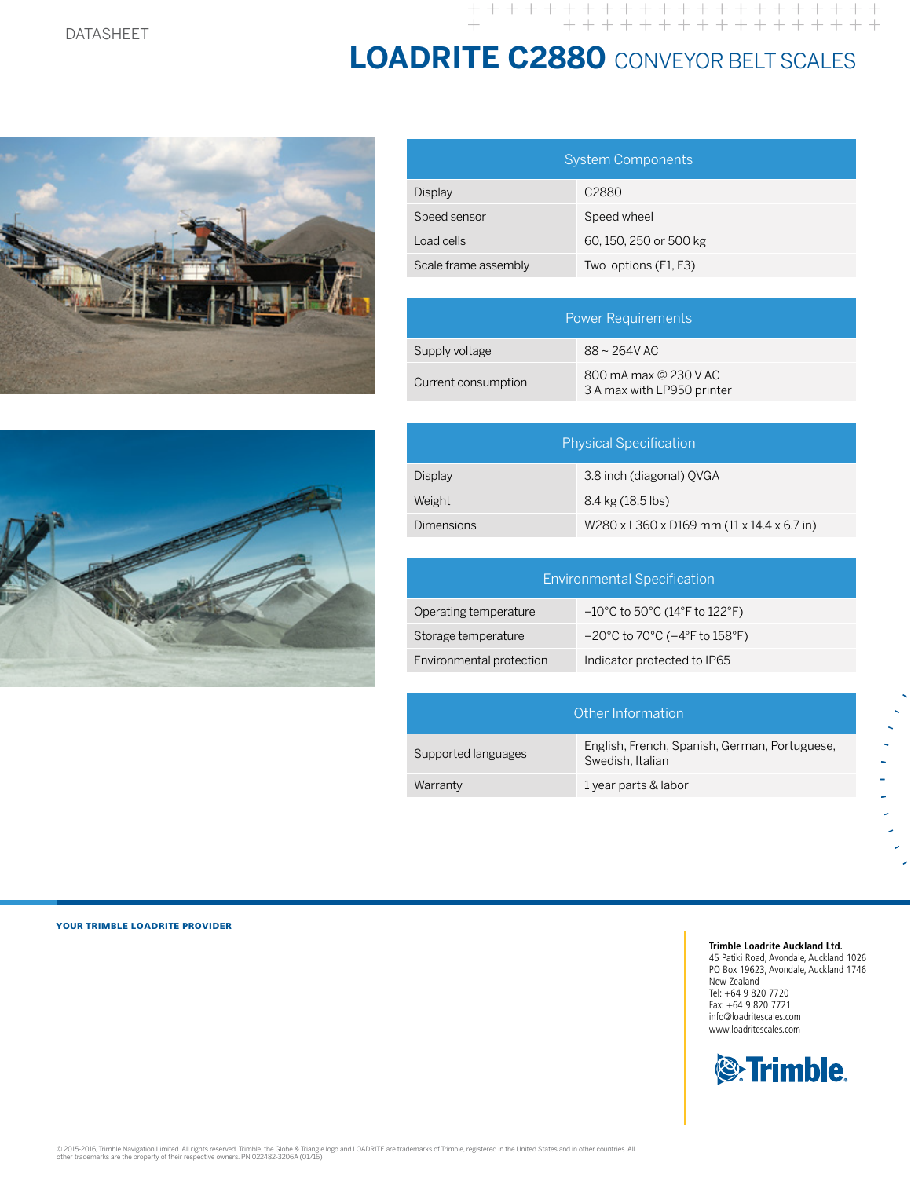DATASHEET

# LOADRITE C2880 CONVEYOR BELT SCALES

| System Components | |
|---|---|
| Display | C2880 |
| Speed sensor | Speed wheel |
| Load cells | 60, 150, 250 or 500 kg |
| Scale frame assembly | Two options (F1, F3) |

| Power Requirements | |
|---|---|
| Supply voltage | 88 ~ 264V AC |
| Current consumption | 800 mA max @ 230 V AC<br>3 A max with LP950 printer |

| Physical Specification | |
|---|---|
| Display | 3.8 inch (diagonal) QVGA |
| Weight | 8.4 kg (18.5 lbs) |
| Dimensions | W280 x L360 x D169 mm (11 x 14.4 x 6.7 in) |

| Environmental Specification | |
|---|---|
| Operating temperature | –10°C to 50°C (14°F to 122°F) |
| Storage temperature | –20°C to 70°C (–4°F to 158°F) |
| Environmental protection | Indicator protected to IP65 |

| Other Information | |
|---|---|
| Supported languages | English, French, Spanish, German, Portuguese, Swedish, Italian |
| Warranty | 1 year parts & labor |

**YOUR TRIMBLE LOADRITE PROVIDER**

**Trimble Loadrite Auckland Ltd.**
45 Patiki Road, Avondale, Auckland 1026
PO Box 19623, Avondale, Auckland 1746
New Zealand
Tel: +64 9 820 7720
Fax: +64 9 820 7721
info@loadritescales.com
www.loadritescales.com

Trimble.

© 2015-2016, Trimble Navigation Limited. All rights reserved. Trimble, the Globe & Triangle logo and LOADRITE are trademarks of Trimble, registered in the United States and in other countries. All other trademarks are the property of their respective owners. PN 022482-3206A (01/16)